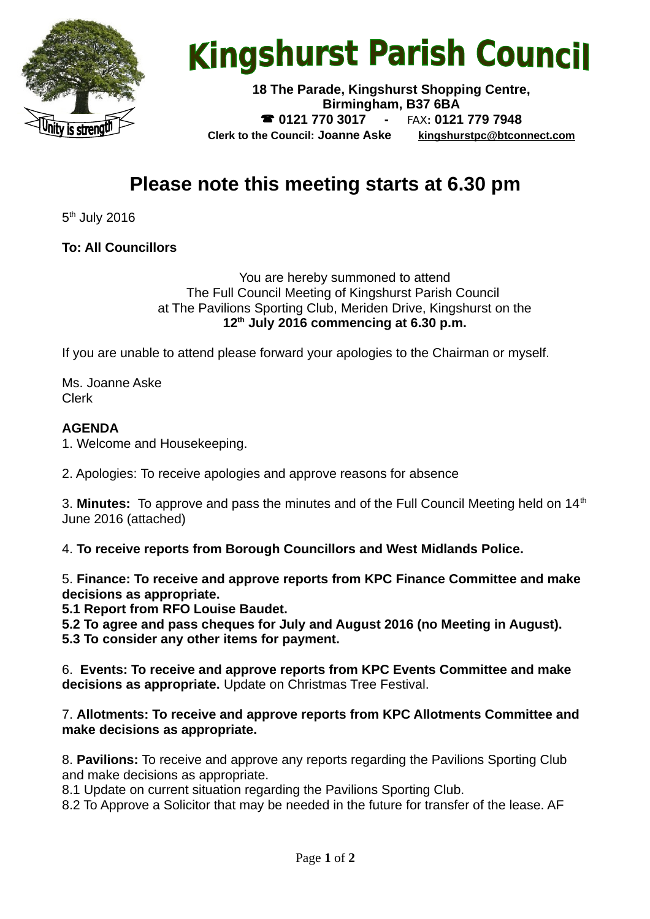# Kingshurst Parish Council

**18 The Parade, Kingshurst Shopping Centre, Birmingham, B37 6BA**
**☎ 0121 770 3017 - FAX: 0121 779 7948**
**Clerk to the Council: Joanne Aske** **kingshurstpc@btconnect.com**

## Please note this meeting starts at 6.30 pm

5th July 2016

**To: All Councillors**

You are hereby summoned to attend
The Full Council Meeting of Kingshurst Parish Council
at The Pavilions Sporting Club, Meriden Drive, Kingshurst on the
**12th July 2016 commencing at 6.30 p.m.**

If you are unable to attend please forward your apologies to the Chairman or myself.

Ms. Joanne Aske
Clerk

**AGENDA**

1. Welcome and Housekeeping.

2. Apologies: To receive apologies and approve reasons for absence

3. **Minutes:** To approve and pass the minutes and of the Full Council Meeting held on 14th June 2016 (attached)

4. **To receive reports from Borough Councillors and West Midlands Police.**

5. **Finance: To receive and approve reports from KPC Finance Committee and make decisions as appropriate.**
**5.1 Report from RFO Louise Baudet.**
**5.2 To agree and pass cheques for July and August 2016 (no Meeting in August).**
**5.3 To consider any other items for payment.**

6. **Events: To receive and approve reports from KPC Events Committee and make decisions as appropriate.** Update on Christmas Tree Festival.

7. **Allotments: To receive and approve reports from KPC Allotments Committee and make decisions as appropriate.**

8. **Pavilions:** To receive and approve any reports regarding the Pavilions Sporting Club and make decisions as appropriate.
8.1 Update on current situation regarding the Pavilions Sporting Club.
8.2 To Approve a Solicitor that may be needed in the future for transfer of the lease. AF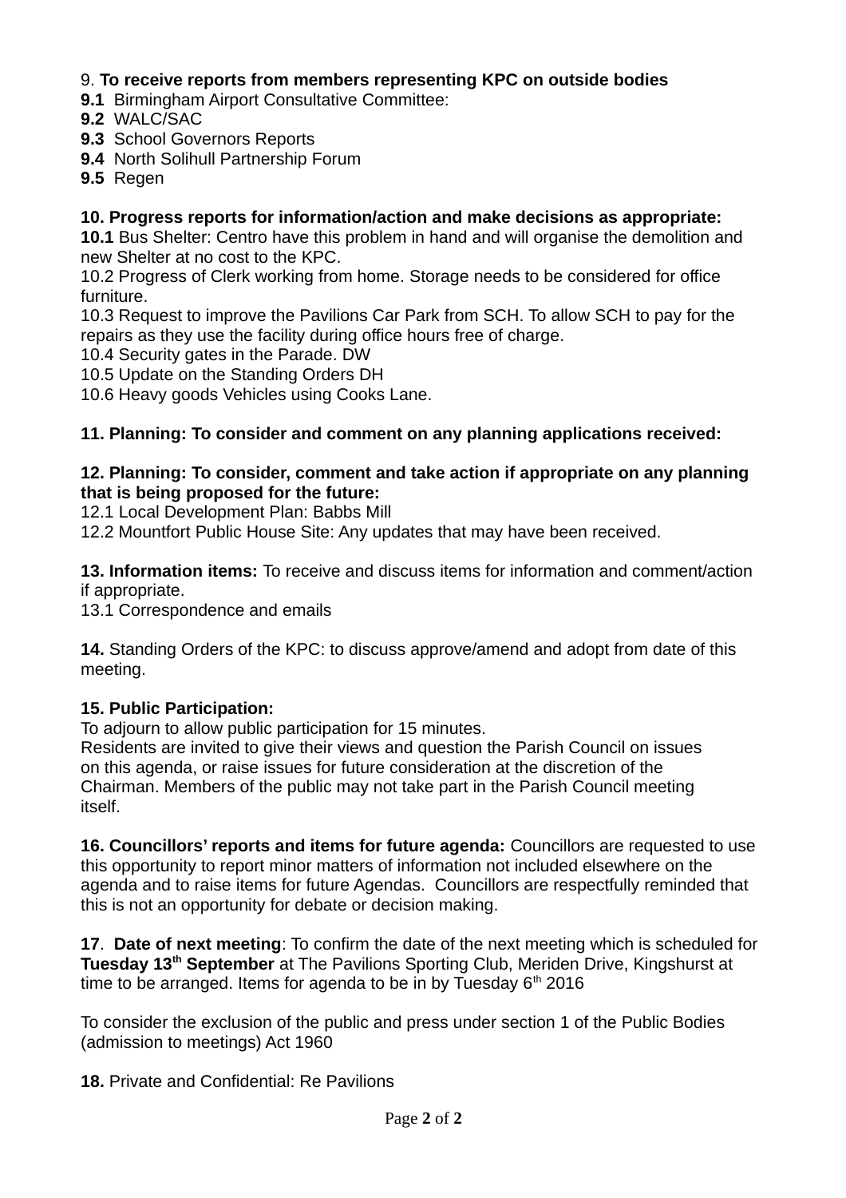9. **To receive reports from members representing KPC on outside bodies**

**9.1** Birmingham Airport Consultative Committee:
**9.2** WALC/SAC
**9.3** School Governors Reports
**9.4** North Solihull Partnership Forum
**9.5** Regen

**10. Progress reports for information/action and make decisions as appropriate:**

**10.1** Bus Shelter: Centro have this problem in hand and will organise the demolition and new Shelter at no cost to the KPC.
10.2 Progress of Clerk working from home. Storage needs to be considered for office furniture.
10.3 Request to improve the Pavilions Car Park from SCH. To allow SCH to pay for the repairs as they use the facility during office hours free of charge.
10.4 Security gates in the Parade. DW
10.5 Update on the Standing Orders DH
10.6 Heavy goods Vehicles using Cooks Lane.

**11. Planning: To consider and comment on any planning applications received:**

**12. Planning: To consider, comment and take action if appropriate on any planning that is being proposed for the future:**

12.1 Local Development Plan: Babbs Mill
12.2 Mountfort Public House Site: Any updates that may have been received.

**13. Information items:** To receive and discuss items for information and comment/action if appropriate.

13.1 Correspondence and emails

**14.** Standing Orders of the KPC: to discuss approve/amend and adopt from date of this meeting.

**15. Public Participation:**

To adjourn to allow public participation for 15 minutes.
Residents are invited to give their views and question the Parish Council on issues on this agenda, or raise issues for future consideration at the discretion of the Chairman. Members of the public may not take part in the Parish Council meeting itself.

**16. Councillors' reports and items for future agenda:** Councillors are requested to use this opportunity to report minor matters of information not included elsewhere on the agenda and to raise items for future Agendas. Councillors are respectfully reminded that this is not an opportunity for debate or decision making.

**17**. **Date of next meeting**: To confirm the date of the next meeting which is scheduled for **Tuesday 13th September** at The Pavilions Sporting Club, Meriden Drive, Kingshurst at time to be arranged. Items for agenda to be in by Tuesday 6th 2016

To consider the exclusion of the public and press under section 1 of the Public Bodies (admission to meetings) Act 1960

**18.** Private and Confidential: Re Pavilions